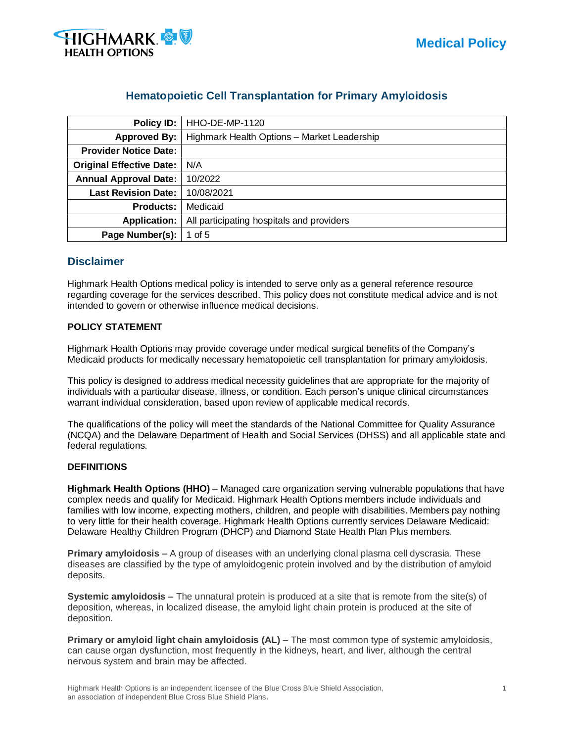Medical Policy

# Hematopoietic Cell Transplantation for Primary Amyloidosis

| | |
|---|---|
| **Policy ID:** | HHO-DE-MP-1120 |
| **Approved By:** | Highmark Health Options – Market Leadership |
| **Provider Notice Date:** | |
| **Original Effective Date:** | N/A |
| **Annual Approval Date:** | 10/2022 |
| **Last Revision Date:** | 10/08/2021 |
| **Products:** | Medicaid |
| **Application:** | All participating hospitals and providers |
| **Page Number(s):** | 1 of 5 |

## Disclaimer

Highmark Health Options medical policy is intended to serve only as a general reference resource regarding coverage for the services described. This policy does not constitute medical advice and is not intended to govern or otherwise influence medical decisions.

### POLICY STATEMENT

Highmark Health Options may provide coverage under medical surgical benefits of the Company's Medicaid products for medically necessary hematopoietic cell transplantation for primary amyloidosis.

This policy is designed to address medical necessity guidelines that are appropriate for the majority of individuals with a particular disease, illness, or condition. Each person's unique clinical circumstances warrant individual consideration, based upon review of applicable medical records.

The qualifications of the policy will meet the standards of the National Committee for Quality Assurance (NCQA) and the Delaware Department of Health and Social Services (DHSS) and all applicable state and federal regulations.

### DEFINITIONS

**Highmark Health Options (HHO)** – Managed care organization serving vulnerable populations that have complex needs and qualify for Medicaid. Highmark Health Options members include individuals and families with low income, expecting mothers, children, and people with disabilities. Members pay nothing to very little for their health coverage. Highmark Health Options currently services Delaware Medicaid: Delaware Healthy Children Program (DHCP) and Diamond State Health Plan Plus members.

**Primary amyloidosis –** A group of diseases with an underlying clonal plasma cell dyscrasia. These diseases are classified by the type of amyloidogenic protein involved and by the distribution of amyloid deposits.

**Systemic amyloidosis –** The unnatural protein is produced at a site that is remote from the site(s) of deposition, whereas, in localized disease, the amyloid light chain protein is produced at the site of deposition.

**Primary or amyloid light chain amyloidosis (AL) –** The most common type of systemic amyloidosis, can cause organ dysfunction, most frequently in the kidneys, heart, and liver, although the central nervous system and brain may be affected.

Highmark Health Options is an independent licensee of the Blue Cross Blue Shield Association, an association of independent Blue Cross Blue Shield Plans.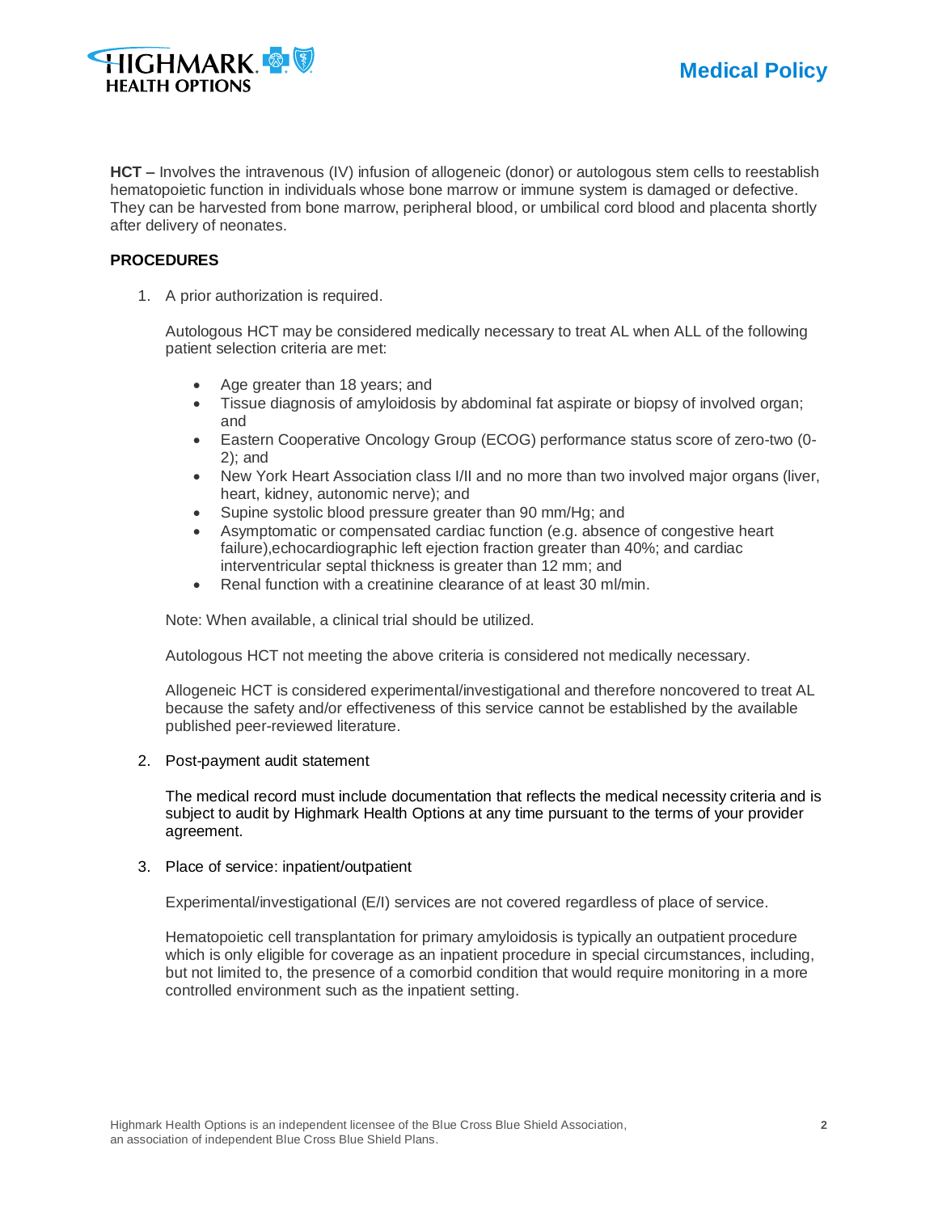**HCT –** Involves the intravenous (IV) infusion of allogeneic (donor) or autologous stem cells to reestablish hematopoietic function in individuals whose bone marrow or immune system is damaged or defective. They can be harvested from bone marrow, peripheral blood, or umbilical cord blood and placenta shortly after delivery of neonates.

**PROCEDURES**

1. A prior authorization is required.

   Autologous HCT may be considered medically necessary to treat AL when ALL of the following patient selection criteria are met:

   - Age greater than 18 years; and
   - Tissue diagnosis of amyloidosis by abdominal fat aspirate or biopsy of involved organ; and
   - Eastern Cooperative Oncology Group (ECOG) performance status score of zero-two (0-2); and
   - New York Heart Association class I/II and no more than two involved major organs (liver, heart, kidney, autonomic nerve); and
   - Supine systolic blood pressure greater than 90 mm/Hg; and
   - Asymptomatic or compensated cardiac function (e.g. absence of congestive heart failure),echocardiographic left ejection fraction greater than 40%; and cardiac interventricular septal thickness is greater than 12 mm; and
   - Renal function with a creatinine clearance of at least 30 ml/min.

   Note: When available, a clinical trial should be utilized.

   Autologous HCT not meeting the above criteria is considered not medically necessary.

   Allogeneic HCT is considered experimental/investigational and therefore noncovered to treat AL because the safety and/or effectiveness of this service cannot be established by the available published peer-reviewed literature.

2. Post-payment audit statement

   The medical record must include documentation that reflects the medical necessity criteria and is subject to audit by Highmark Health Options at any time pursuant to the terms of your provider agreement.

3. Place of service: inpatient/outpatient

   Experimental/investigational (E/I) services are not covered regardless of place of service.

   Hematopoietic cell transplantation for primary amyloidosis is typically an outpatient procedure which is only eligible for coverage as an inpatient procedure in special circumstances, including, but not limited to, the presence of a comorbid condition that would require monitoring in a more controlled environment such as the inpatient setting.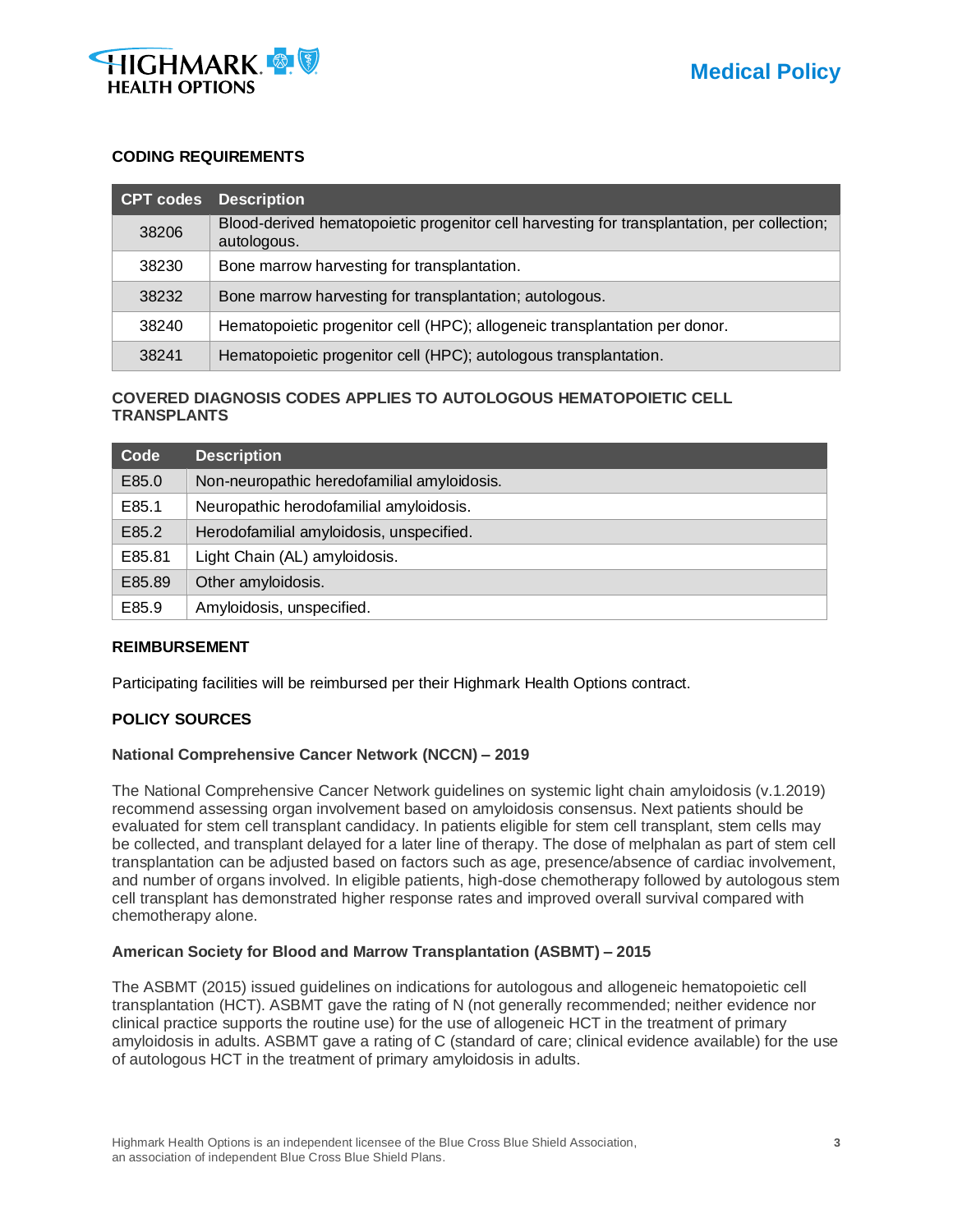## CODING REQUIREMENTS

| CPT codes | Description |
|---|---|
| 38206 | Blood-derived hematopoietic progenitor cell harvesting for transplantation, per collection; autologous. |
| 38230 | Bone marrow harvesting for transplantation. |
| 38232 | Bone marrow harvesting for transplantation; autologous. |
| 38240 | Hematopoietic progenitor cell (HPC); allogeneic transplantation per donor. |
| 38241 | Hematopoietic progenitor cell (HPC); autologous transplantation. |

## COVERED DIAGNOSIS CODES APPLIES TO AUTOLOGOUS HEMATOPOIETIC CELL TRANSPLANTS

| Code | Description |
|---|---|
| E85.0 | Non-neuropathic heredofamilial amyloidosis. |
| E85.1 | Neuropathic herodofamilial amyloidosis. |
| E85.2 | Herodofamilial amyloidosis, unspecified. |
| E85.81 | Light Chain (AL) amyloidosis. |
| E85.89 | Other amyloidosis. |
| E85.9 | Amyloidosis, unspecified. |

## REIMBURSEMENT

Participating facilities will be reimbursed per their Highmark Health Options contract.

## POLICY SOURCES

### National Comprehensive Cancer Network (NCCN) – 2019

The National Comprehensive Cancer Network guidelines on systemic light chain amyloidosis (v.1.2019) recommend assessing organ involvement based on amyloidosis consensus. Next patients should be evaluated for stem cell transplant candidacy. In patients eligible for stem cell transplant, stem cells may be collected, and transplant delayed for a later line of therapy. The dose of melphalan as part of stem cell transplantation can be adjusted based on factors such as age, presence/absence of cardiac involvement, and number of organs involved. In eligible patients, high-dose chemotherapy followed by autologous stem cell transplant has demonstrated higher response rates and improved overall survival compared with chemotherapy alone.

### American Society for Blood and Marrow Transplantation (ASBMT) – 2015

The ASBMT (2015) issued guidelines on indications for autologous and allogeneic hematopoietic cell transplantation (HCT). ASBMT gave the rating of N (not generally recommended; neither evidence nor clinical practice supports the routine use) for the use of allogeneic HCT in the treatment of primary amyloidosis in adults. ASBMT gave a rating of C (standard of care; clinical evidence available) for the use of autologous HCT in the treatment of primary amyloidosis in adults.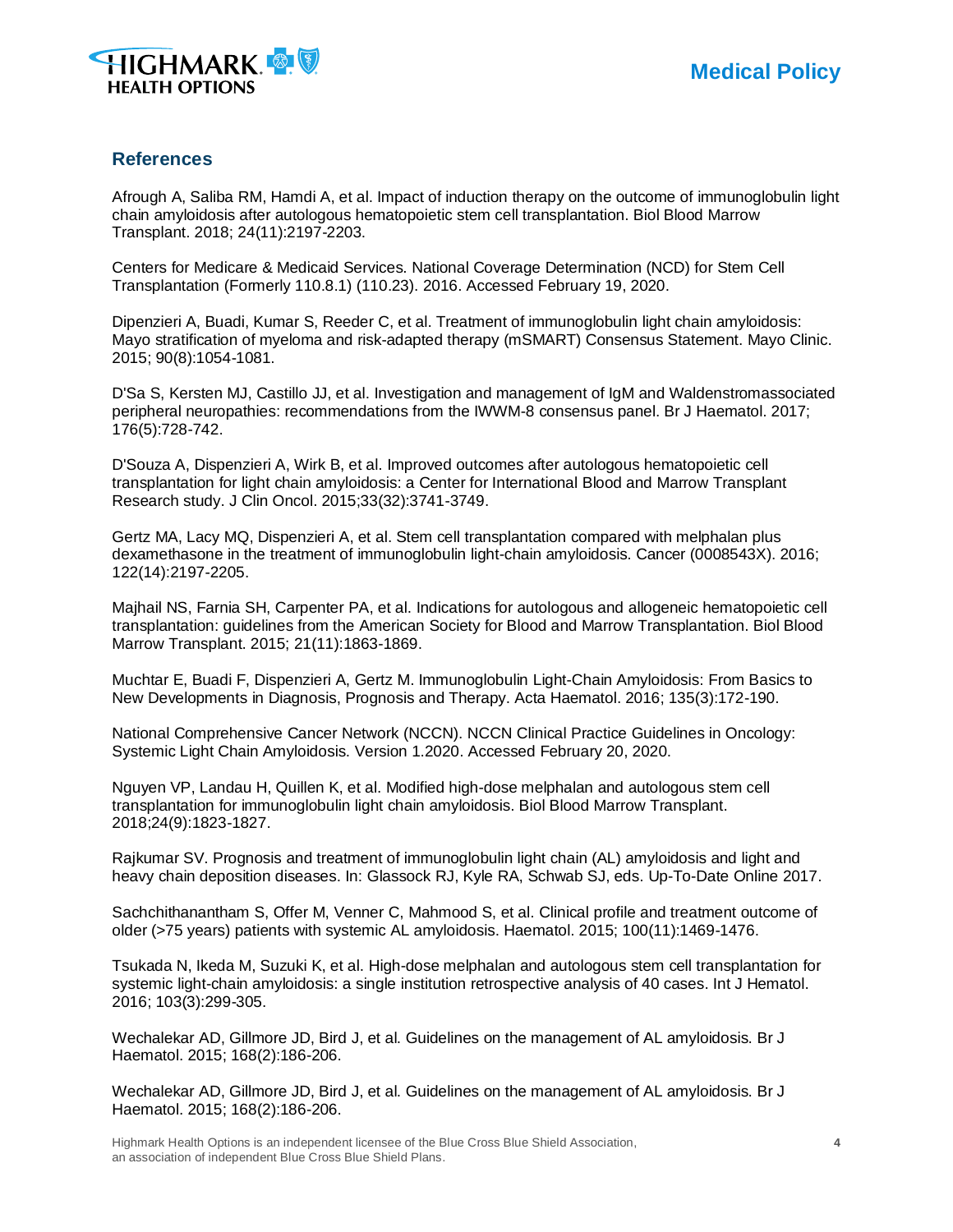## References

Afrough A, Saliba RM, Hamdi A, et al. Impact of induction therapy on the outcome of immunoglobulin light chain amyloidosis after autologous hematopoietic stem cell transplantation. Biol Blood Marrow Transplant. 2018; 24(11):2197-2203.

Centers for Medicare & Medicaid Services. National Coverage Determination (NCD) for Stem Cell Transplantation (Formerly 110.8.1) (110.23). 2016. Accessed February 19, 2020.

Dipenzieri A, Buadi, Kumar S, Reeder C, et al. Treatment of immunoglobulin light chain amyloidosis: Mayo stratification of myeloma and risk-adapted therapy (mSMART) Consensus Statement. Mayo Clinic. 2015; 90(8):1054-1081.

D'Sa S, Kersten MJ, Castillo JJ, et al. Investigation and management of IgM and Waldenstromassociated peripheral neuropathies: recommendations from the IWWM-8 consensus panel. Br J Haematol. 2017; 176(5):728-742.

D'Souza A, Dispenzieri A, Wirk B, et al. Improved outcomes after autologous hematopoietic cell transplantation for light chain amyloidosis: a Center for International Blood and Marrow Transplant Research study. J Clin Oncol. 2015;33(32):3741-3749.

Gertz MA, Lacy MQ, Dispenzieri A, et al. Stem cell transplantation compared with melphalan plus dexamethasone in the treatment of immunoglobulin light-chain amyloidosis. Cancer (0008543X). 2016; 122(14):2197-2205.

Majhail NS, Farnia SH, Carpenter PA, et al. Indications for autologous and allogeneic hematopoietic cell transplantation: guidelines from the American Society for Blood and Marrow Transplantation. Biol Blood Marrow Transplant. 2015; 21(11):1863-1869.

Muchtar E, Buadi F, Dispenzieri A, Gertz M. Immunoglobulin Light-Chain Amyloidosis: From Basics to New Developments in Diagnosis, Prognosis and Therapy. Acta Haematol. 2016; 135(3):172-190.

National Comprehensive Cancer Network (NCCN). NCCN Clinical Practice Guidelines in Oncology: Systemic Light Chain Amyloidosis. Version 1.2020. Accessed February 20, 2020.

Nguyen VP, Landau H, Quillen K, et al. Modified high-dose melphalan and autologous stem cell transplantation for immunoglobulin light chain amyloidosis. Biol Blood Marrow Transplant. 2018;24(9):1823-1827.

Rajkumar SV. Prognosis and treatment of immunoglobulin light chain (AL) amyloidosis and light and heavy chain deposition diseases. In: Glassock RJ, Kyle RA, Schwab SJ, eds. Up-To-Date Online 2017.

Sachchithanantham S, Offer M, Venner C, Mahmood S, et al. Clinical profile and treatment outcome of older (>75 years) patients with systemic AL amyloidosis. Haematol. 2015; 100(11):1469-1476.

Tsukada N, Ikeda M, Suzuki K, et al. High-dose melphalan and autologous stem cell transplantation for systemic light-chain amyloidosis: a single institution retrospective analysis of 40 cases. Int J Hematol. 2016; 103(3):299-305.

Wechalekar AD, Gillmore JD, Bird J, et al. Guidelines on the management of AL amyloidosis. Br J Haematol. 2015; 168(2):186-206.

Wechalekar AD, Gillmore JD, Bird J, et al. Guidelines on the management of AL amyloidosis. Br J Haematol. 2015; 168(2):186-206.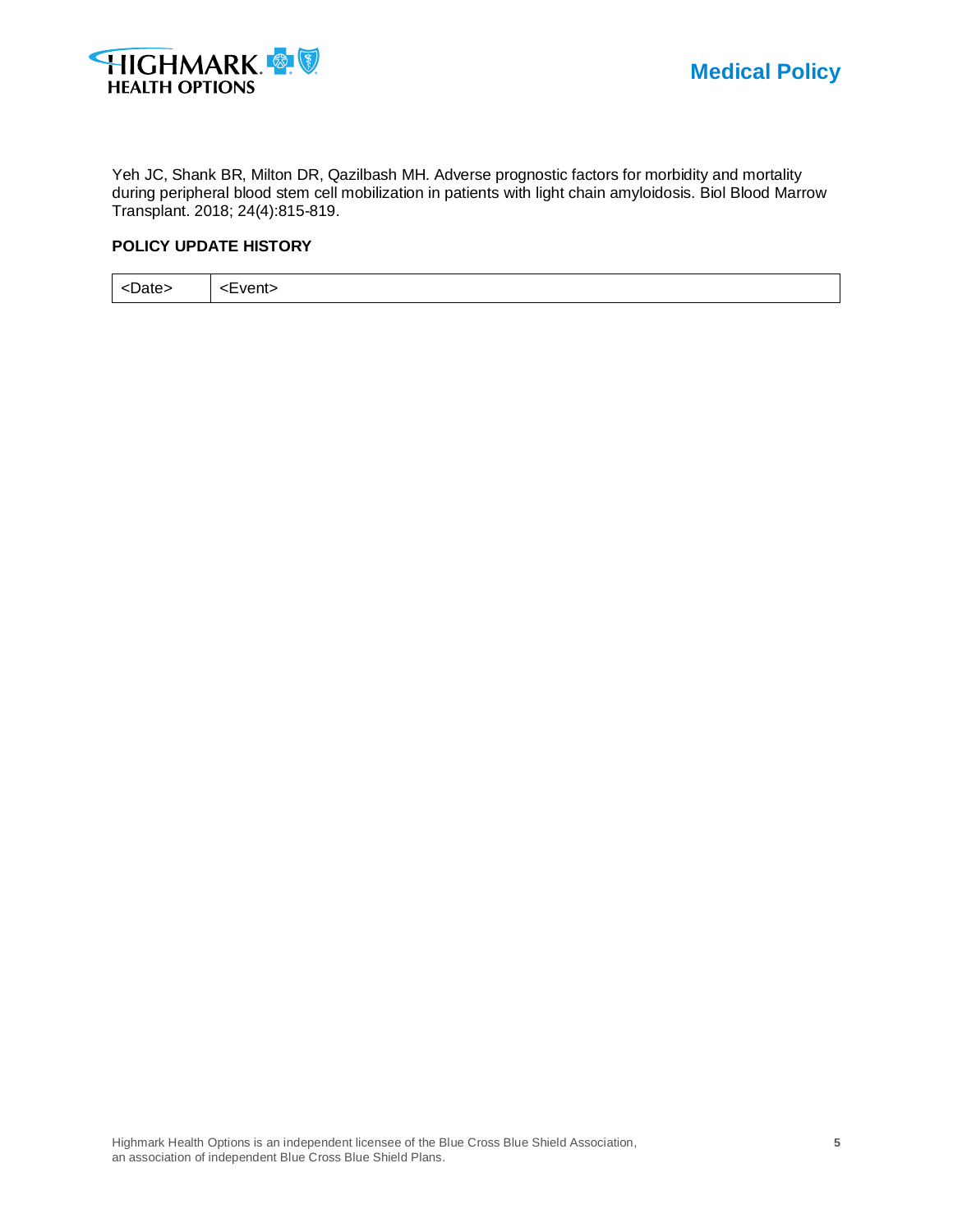Yeh JC, Shank BR, Milton DR, Qazilbash MH. Adverse prognostic factors for morbidity and mortality during peripheral blood stem cell mobilization in patients with light chain amyloidosis. Biol Blood Marrow Transplant. 2018; 24(4):815-819.

**POLICY UPDATE HISTORY**

| | |
|---|---|
| <Date> | <Event> |

Highmark Health Options is an independent licensee of the Blue Cross Blue Shield Association, an association of independent Blue Cross Blue Shield Plans.